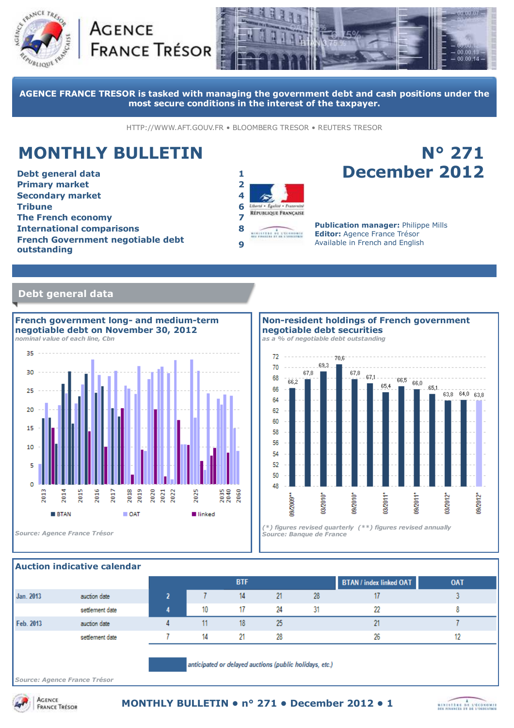AGENCE FRANCE TRÉSOR

**AGENCE FRANCE TRESOR is tasked with managing the government debt and cash positions under the most secure conditions in the interest of the taxpayer.**

HTTP://WWW.AFT.GOUV.FR • BLOOMBERG TRESOR • REUTERS TRESOR

# MONTHLY BULLETIN

# N° 271 December 2012

| | |
|---|---|
| Debt general data | 1 |
| Primary market | 2 |
| Secondary market | 4 |
| Tribune | 6 |
| The French economy | 7 |
| International comparisons | 8 |
| French Government negotiable debt outstanding | 9 |

**Publication manager:** Philippe Mills
**Editor:** Agence France Trésor
Available in French and English

## Debt general data

### French government long- and medium-term negotiable debt on November 30, 2012

*nominal value of each line, €bn*

Legend: BTAN, OAT, linked

*Source: Agence France Trésor*

### Non-resident holdings of French government negotiable debt securities

*as a % of negotiable debt outstanding*

| 09/2009** | 03/2010* | | 09/2010* | | 03/2011* | | 09/2011* | | 03/2012* | | 09/2012* |
|---|---|---|---|---|---|---|---|---|---|---|---|
| 66,2 | 67,8 | 69,3 | 70,6 | 67,8 | 67,1 | 65,4 | 66,5 | 66,0 | 65,1 | 63,8 | 64,0 | 63,8 |

*(\*) figures revised quarterly (\*\*) figures revised annually*
*Source: Banque de France*

### Auction indicative calendar

| | | BTF | | | | | BTAN / index linked OAT | OAT |
|---|---|---|---|---|---|---|---|---|
| Jan. 2013 | auction date | 2 | 7 | 14 | 21 | 28 | 17 | 3 |
| | settlement date | 4 | 10 | 17 | 24 | 31 | 22 | 8 |
| Feb. 2013 | auction date | 4 | 11 | 18 | 25 | | 21 | 7 |
| | settlement date | 7 | 14 | 21 | 28 | | 26 | 12 |

*anticipated or delayed auctions (public holidays, etc.)*

*Source: Agence France Trésor*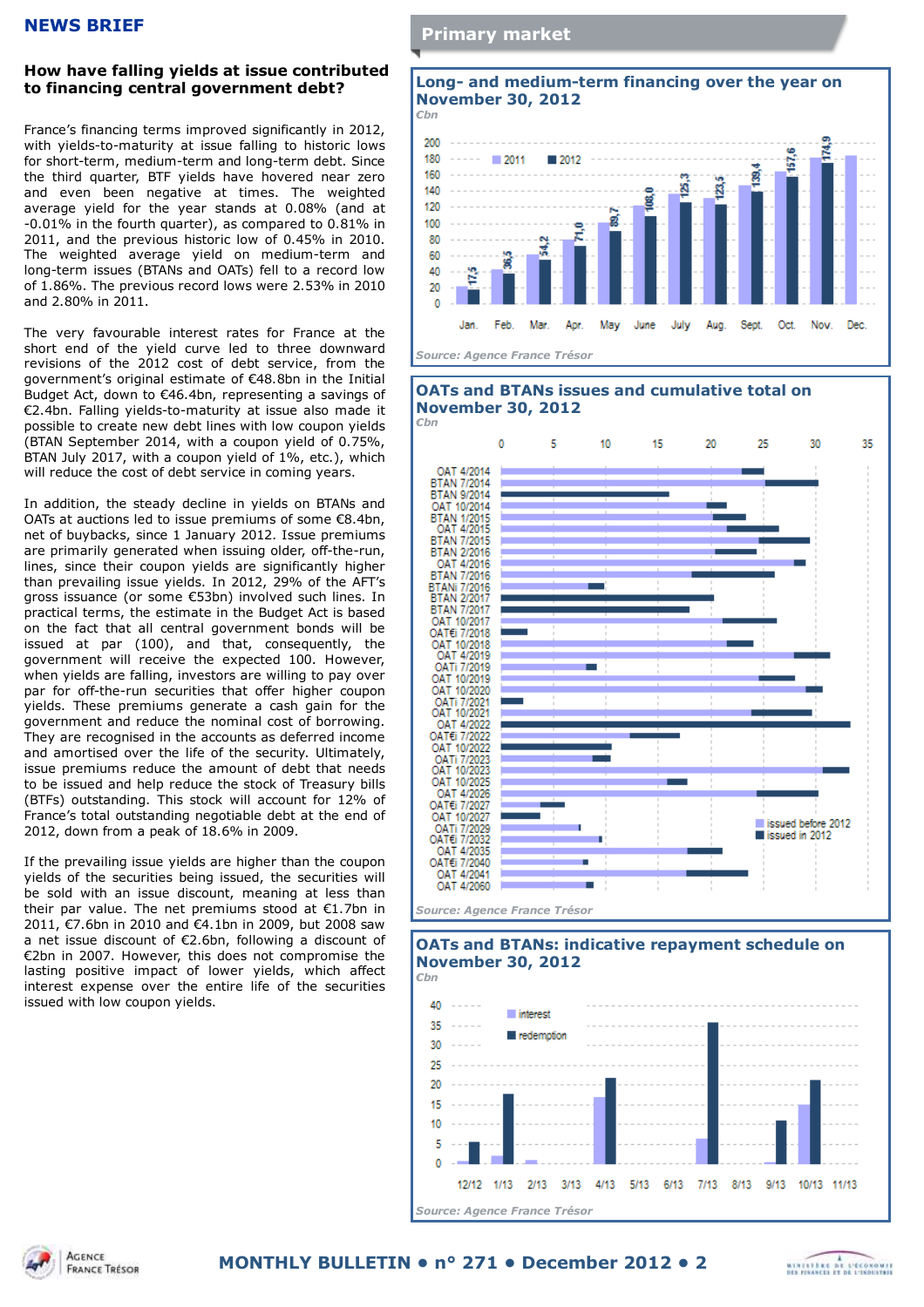## NEWS BRIEF

### How have falling yields at issue contributed to financing central government debt?

France's financing terms improved significantly in 2012, with yields-to-maturity at issue falling to historic lows for short-term, medium-term and long-term debt. Since the third quarter, BTF yields have hovered near zero and even been negative at times. The weighted average yield for the year stands at 0.08% (and at -0.01% in the fourth quarter), as compared to 0.81% in 2011, and the previous historic low of 0.45% in 2010. The weighted average yield on medium-term and long-term issues (BTANs and OATs) fell to a record low of 1.86%. The previous record lows were 2.53% in 2010 and 2.80% in 2011.

The very favourable interest rates for France at the short end of the yield curve led to three downward revisions of the 2012 cost of debt service, from the government's original estimate of €48.8bn in the Initial Budget Act, down to €46.4bn, representing a savings of €2.4bn. Falling yields-to-maturity at issue also made it possible to create new debt lines with low coupon yields (BTAN September 2014, with a coupon yield of 0.75%, BTAN July 2017, with a coupon yield of 1%, etc.), which will reduce the cost of debt service in coming years.

In addition, the steady decline in yields on BTANs and OATs at auctions led to issue premiums of some €8.4bn, net of buybacks, since 1 January 2012. Issue premiums are primarily generated when issuing older, off-the-run, lines, since their coupon yields are significantly higher than prevailing issue yields. In 2012, 29% of the AFT's gross issuance (or some €53bn) involved such lines. In practical terms, the estimate in the Budget Act is based on the fact that all central government bonds will be issued at par (100), and that, consequently, the government will receive the expected 100. However, when yields are falling, investors are willing to pay over par for off-the-run securities that offer higher coupon yields. These premiums generate a cash gain for the government and reduce the nominal cost of borrowing. They are recognised in the accounts as deferred income and amortised over the life of the security. Ultimately, issue premiums reduce the amount of debt that needs to be issued and help reduce the stock of Treasury bills (BTFs) outstanding. This stock will account for 12% of France's total outstanding negotiable debt at the end of 2012, down from a peak of 18.6% in 2009.

If the prevailing issue yields are higher than the coupon yields of the securities being issued, the securities will be sold with an issue discount, meaning at less than their par value. The net premiums stood at €1.7bn in 2011, €7.6bn in 2010 and €4.1bn in 2009, but 2008 saw a net issue discount of €2.6bn, following a discount of €2bn in 2007. However, this does not compromise the lasting positive impact of lower yields, which affect interest expense over the entire life of the securities issued with low coupon yields.

## Primary market

### Long- and medium-term financing over the year on November 30, 2012

€bn

| | Jan. | Feb. | Mar. | Apr. | May | June | July | Aug. | Sept. | Oct. | Nov. | Dec. |
|---|---|---|---|---|---|---|---|---|---|---|---|---|
| 2012 | 17.5 | 36.5 | 54.2 | 71.0 | 89.7 | 108.0 | 125.3 | 123.5 | 139.4 | 157.6 | 174.9 | |

Source: Agence France Trésor

### OATs and BTANs issues and cumulative total on November 30, 2012

€bn

Lines: OAT 4/2014, BTAN 7/2014, BTAN 9/2014, OAT 10/2014, BTAN 1/2015, OAT 4/2015, BTAN 7/2015, BTAN 2/2016, OAT 4/2016, BTAN 7/2016, BTANi 7/2016, BTAN 2/2017, BTAN 7/2017, OAT 10/2017, OAT€i 7/2018, OAT 10/2018, OAT 4/2019, OATi 7/2019, OAT 10/2019, OAT 10/2020, OATi 7/2021, OAT 10/2021, OAT 4/2022, OAT€i 7/2022, OAT 10/2022, OATi 7/2023, OAT 10/2023, OAT 10/2025, OAT 4/2026, OAT€i 7/2027, OAT 10/2027, OATi 7/2029, OAT€i 7/2032, OAT 4/2035, OAT€i 7/2040, OAT 4/2041, OAT 4/2060

Legend: issued before 2012; issued in 2012

Source: Agence France Trésor

### OATs and BTANs: indicative repayment schedule on November 30, 2012

€bn

Months: 12/12, 1/13, 2/13, 3/13, 4/13, 5/13, 6/13, 7/13, 8/13, 9/13, 10/13, 11/13

Legend: interest; redemption

Source: Agence France Trésor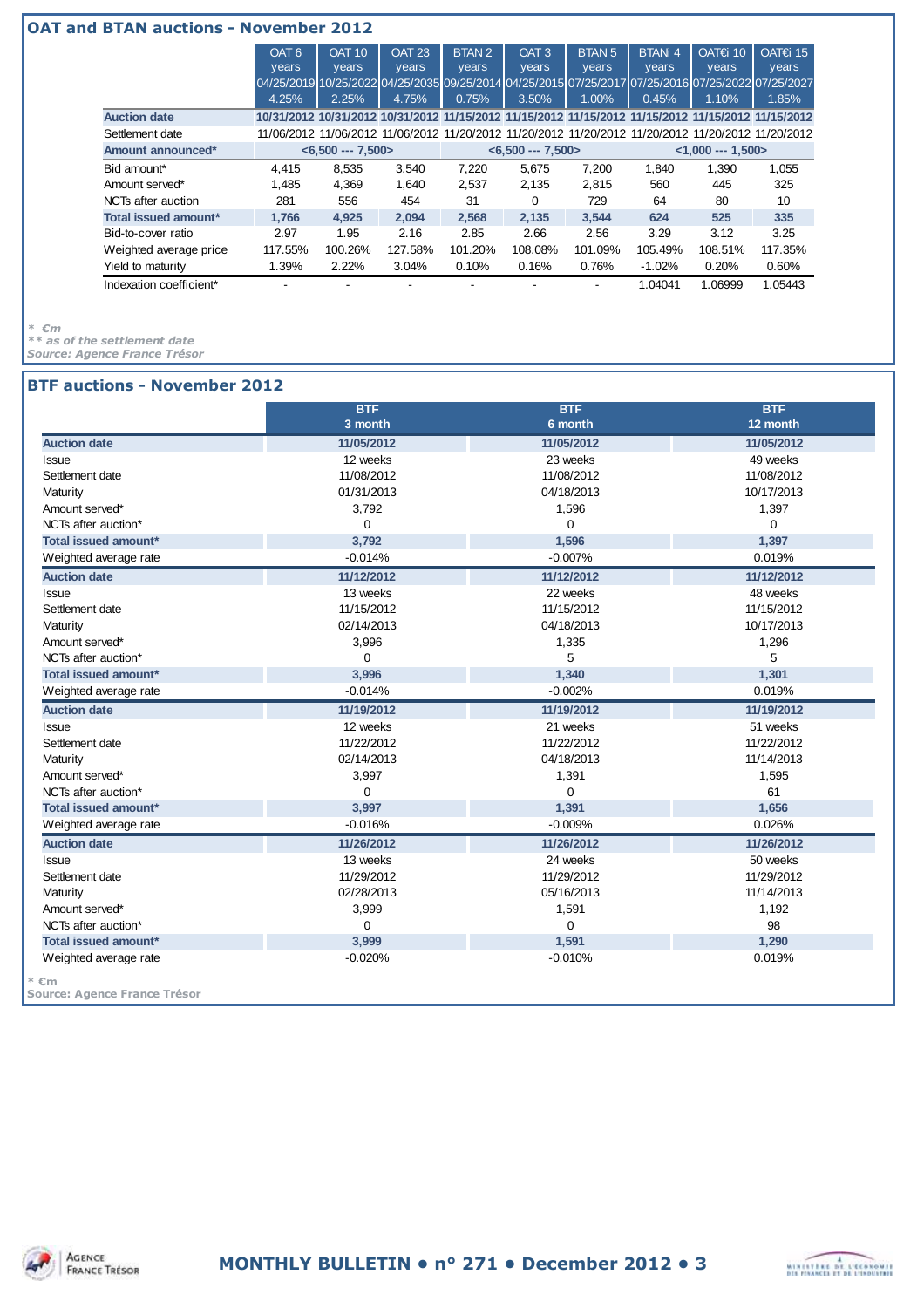## OAT and BTAN auctions - November 2012

| | OAT 6 years 04/25/2019 4.25% | OAT 10 years 10/25/2022 2.25% | OAT 23 years 04/25/2035 4.75% | BTAN 2 years 09/25/2014 0.75% | OAT 3 years 04/25/2015 3.50% | BTAN 5 years 07/25/2017 1.00% | BTANi 4 years 07/25/2016 0.45% | OAT€i 10 years 07/25/2022 1.10% | OAT€i 15 years 07/25/2027 1.85% |
|---|---|---|---|---|---|---|---|---|---|
| **Auction date** | 10/31/2012 | 10/31/2012 | 10/31/2012 | 11/15/2012 | 11/15/2012 | 11/15/2012 | 11/15/2012 | 11/15/2012 | 11/15/2012 |
| Settlement date | 11/06/2012 | 11/06/2012 | 11/06/2012 | 11/20/2012 | 11/20/2012 | 11/20/2012 | 11/20/2012 | 11/20/2012 | 11/20/2012 |
| **Amount announced*** | <6,500 --- 7,500> | | | <6,500 --- 7,500> | | | <1,000 --- 1,500> | | |
| Bid amount* | 4,415 | 8,535 | 3,540 | 7,220 | 5,675 | 7,200 | 1,840 | 1,390 | 1,055 |
| Amount served* | 1,485 | 4,369 | 1,640 | 2,537 | 2,135 | 2,815 | 560 | 445 | 325 |
| NCTs after auction | 281 | 556 | 454 | 31 | 0 | 729 | 64 | 80 | 10 |
| **Total issued amount*** | 1,766 | 4,925 | 2,094 | 2,568 | 2,135 | 3,544 | 624 | 525 | 335 |
| Bid-to-cover ratio | 2.97 | 1.95 | 2.16 | 2.85 | 2.66 | 2.56 | 3.29 | 3.12 | 3.25 |
| Weighted average price | 117.55% | 100.26% | 127.58% | 101.20% | 108.08% | 101.09% | 105.49% | 108.51% | 117.35% |
| Yield to maturity | 1.39% | 2.22% | 3.04% | 0.10% | 0.16% | 0.76% | -1.02% | 0.20% | 0.60% |
| Indexation coefficient* | - | - | - | - | - | - | 1.04041 | 1.06999 | 1.05443 |

\* €m
\*\* as of the settlement date
Source: Agence France Trésor

## BTF auctions - November 2012

| | BTF 3 month | BTF 6 month | BTF 12 month |
|---|---|---|---|
| **Auction date** | 11/05/2012 | 11/05/2012 | 11/05/2012 |
| Issue | 12 weeks | 23 weeks | 49 weeks |
| Settlement date | 11/08/2012 | 11/08/2012 | 11/08/2012 |
| Maturity | 01/31/2013 | 04/18/2013 | 10/17/2013 |
| Amount served* | 3,792 | 1,596 | 1,397 |
| NCTs after auction* | 0 | 0 | 0 |
| **Total issued amount*** | 3,792 | 1,596 | 1,397 |
| Weighted average rate | -0.014% | -0.007% | 0.019% |
| **Auction date** | 11/12/2012 | 11/12/2012 | 11/12/2012 |
| Issue | 13 weeks | 22 weeks | 48 weeks |
| Settlement date | 11/15/2012 | 11/15/2012 | 11/15/2012 |
| Maturity | 02/14/2013 | 04/18/2013 | 10/17/2013 |
| Amount served* | 3,996 | 1,335 | 1,296 |
| NCTs after auction* | 0 | 5 | 5 |
| **Total issued amount*** | 3,996 | 1,340 | 1,301 |
| Weighted average rate | -0.014% | -0.002% | 0.019% |
| **Auction date** | 11/19/2012 | 11/19/2012 | 11/19/2012 |
| Issue | 12 weeks | 21 weeks | 51 weeks |
| Settlement date | 11/22/2012 | 11/22/2012 | 11/22/2012 |
| Maturity | 02/14/2013 | 04/18/2013 | 11/14/2013 |
| Amount served* | 3,997 | 1,391 | 1,595 |
| NCTs after auction* | 0 | 0 | 61 |
| **Total issued amount*** | 3,997 | 1,391 | 1,656 |
| Weighted average rate | -0.016% | -0.009% | 0.026% |
| **Auction date** | 11/26/2012 | 11/26/2012 | 11/26/2012 |
| Issue | 13 weeks | 24 weeks | 50 weeks |
| Settlement date | 11/29/2012 | 11/29/2012 | 11/29/2012 |
| Maturity | 02/28/2013 | 05/16/2013 | 11/14/2013 |
| Amount served* | 3,999 | 1,591 | 1,192 |
| NCTs after auction* | 0 | 0 | 98 |
| **Total issued amount*** | 3,999 | 1,591 | 1,290 |
| Weighted average rate | -0.020% | -0.010% | 0.019% |

\* €m
Source: Agence France Trésor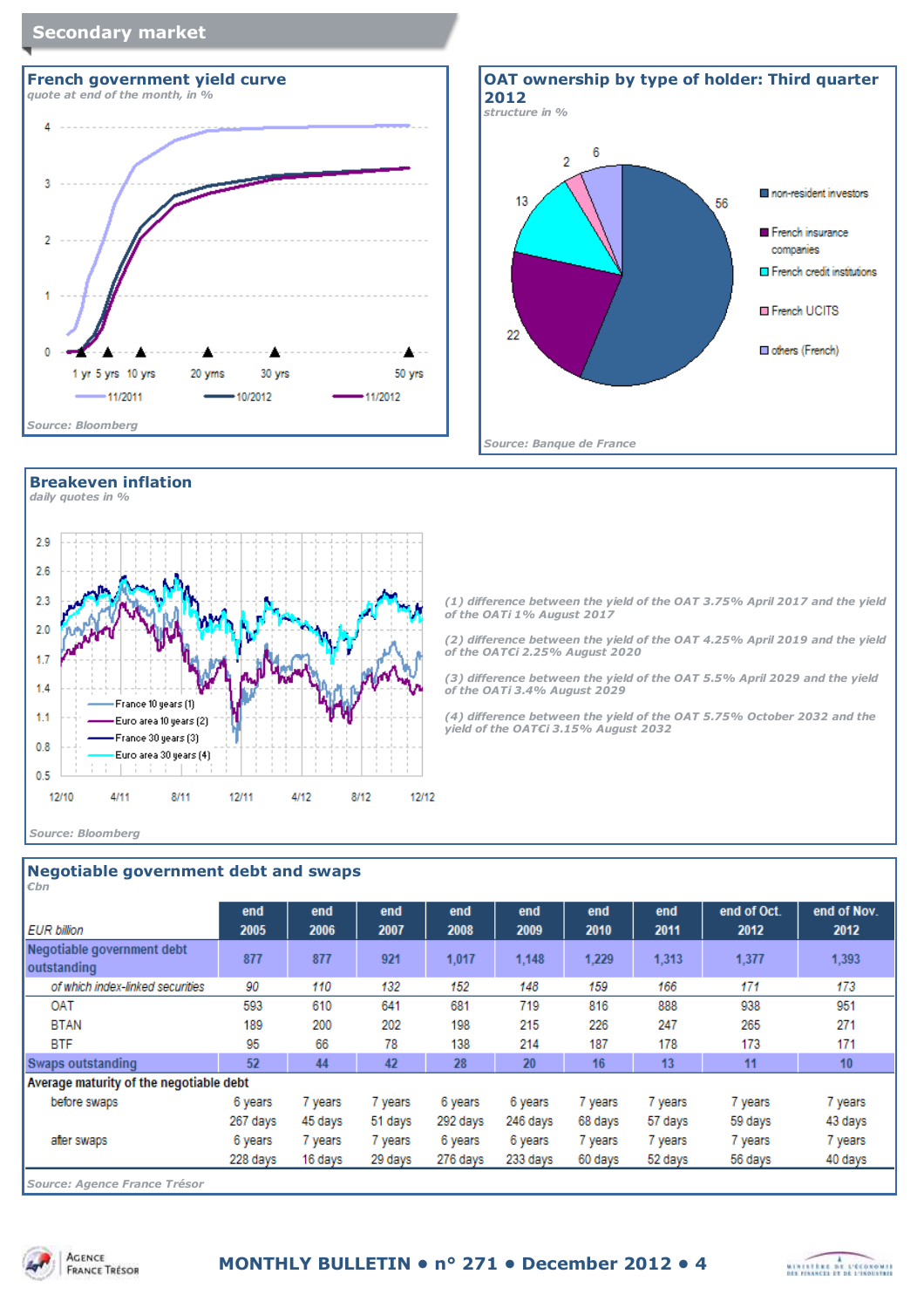# Secondary market

## French government yield curve

*quote at end of the month, in %*

Source: Bloomberg

## OAT ownership by type of holder: Third quarter 2012

*structure in %*

- non-resident investors: 56
- French insurance companies: 22
- French credit institutions: 13
- French UCITS: 2
- others (French): 6

Source: Banque de France

## Breakeven inflation

*daily quotes in %*

(1) difference between the yield of the OAT 3.75% April 2017 and the yield of the OATi 1% August 2017

(2) difference between the yield of the OAT 4.25% April 2019 and the yield of the OATCi 2.25% August 2020

(3) difference between the yield of the OAT 5.5% April 2029 and the yield of the OATi 3.4% August 2029

(4) difference between the yield of the OAT 5.75% October 2032 and the yield of the OATCi 3.15% August 2032

Source: Bloomberg

## Negotiable government debt and swaps

*€bn*

| EUR billion | end 2005 | end 2006 | end 2007 | end 2008 | end 2009 | end 2010 | end 2011 | end of Oct. 2012 | end of Nov. 2012 |
|---|---|---|---|---|---|---|---|---|---|
| **Negotiable government debt outstanding** | **877** | **877** | **921** | **1,017** | **1,148** | **1,229** | **1,313** | **1,377** | **1,393** |
| *of which index-linked securities* | *90* | *110* | *132* | *152* | *148* | *159* | *166* | *171* | *173* |
| OAT | 593 | 610 | 641 | 681 | 719 | 816 | 888 | 938 | 951 |
| BTAN | 189 | 200 | 202 | 198 | 215 | 226 | 247 | 265 | 271 |
| BTF | 95 | 66 | 78 | 138 | 214 | 187 | 178 | 173 | 171 |
| **Swaps outstanding** | **52** | **44** | **42** | **28** | **20** | **16** | **13** | **11** | **10** |
| **Average maturity of the negotiable debt** | | | | | | | | | |
| before swaps | 6 years 267 days | 7 years 45 days | 7 years 51 days | 6 years 292 days | 6 years 246 days | 7 years 68 days | 7 years 57 days | 7 years 59 days | 7 years 43 days |
| after swaps | 6 years 228 days | 7 years 16 days | 7 years 29 days | 6 years 276 days | 6 years 233 days | 7 years 60 days | 7 years 52 days | 7 years 56 days | 7 years 40 days |

Source: Agence France Trésor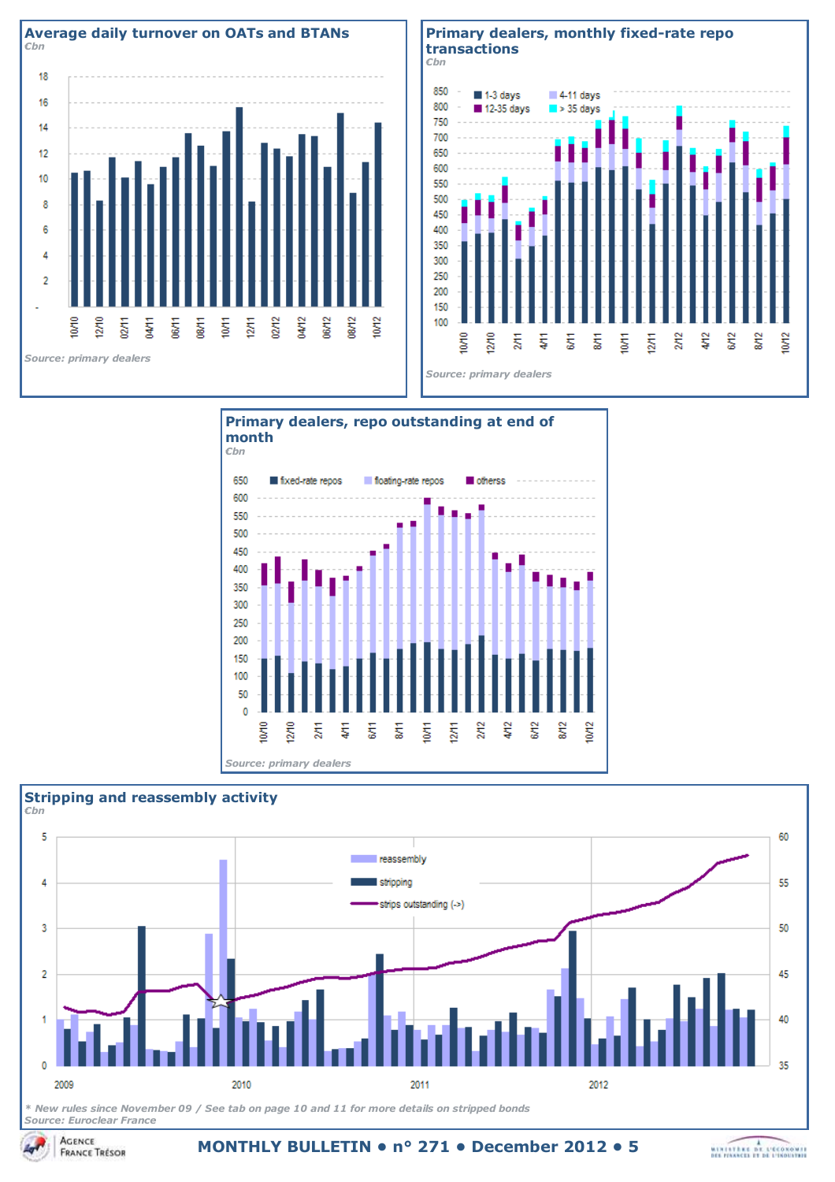## Average daily turnover on OATs and BTANs

*€bn*

*Source: primary dealers*

## Primary dealers, monthly fixed-rate repo transactions

*€bn*

*Source: primary dealers*

## Primary dealers, repo outstanding at end of month

*€bn*

*Source: primary dealers*

## Stripping and reassembly activity

*€bn*

*\* New rules since November 09 / See tab on page 10 and 11 for more details on stripped bonds*

*Source: Euroclear France*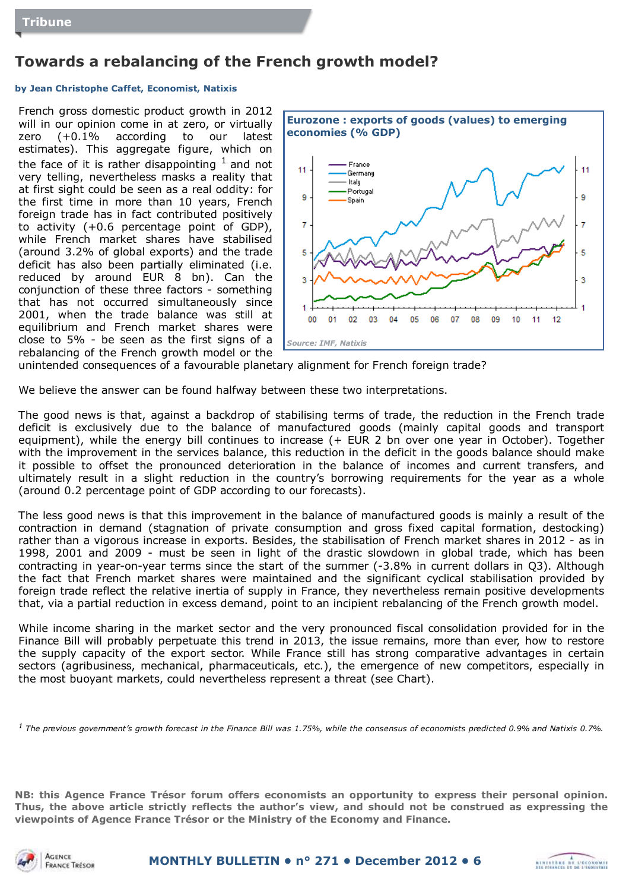Tribune

## Towards a rebalancing of the French growth model?

**by Jean Christophe Caffet, Economist, Natixis**

French gross domestic product growth in 2012 will in our opinion come in at zero, or virtually zero (+0.1% according to our latest estimates). This aggregate figure, which on the face of it is rather disappointing [1] and not very telling, nevertheless masks a reality that at first sight could be seen as a real oddity: for the first time in more than 10 years, French foreign trade has in fact contributed positively to activity (+0.6 percentage point of GDP), while French market shares have stabilised (around 3.2% of global exports) and the trade deficit has also been partially eliminated (i.e. reduced by around EUR 8 bn). Can the conjunction of these three factors - something that has not occurred simultaneously since 2001, when the trade balance was still at equilibrium and French market shares were close to 5% - be seen as the first signs of a rebalancing of the French growth model or the unintended consequences of a favourable planetary alignment for French foreign trade?

**Eurozone : exports of goods (values) to emerging economies (% GDP)**

*Source: IMF, Natixis*

We believe the answer can be found halfway between these two interpretations.

The good news is that, against a backdrop of stabilising terms of trade, the reduction in the French trade deficit is exclusively due to the balance of manufactured goods (mainly capital goods and transport equipment), while the energy bill continues to increase (+ EUR 2 bn over one year in October). Together with the improvement in the services balance, this reduction in the deficit in the goods balance should make it possible to offset the pronounced deterioration in the balance of incomes and current transfers, and ultimately result in a slight reduction in the country's borrowing requirements for the year as a whole (around 0.2 percentage point of GDP according to our forecasts).

The less good news is that this improvement in the balance of manufactured goods is mainly a result of the contraction in demand (stagnation of private consumption and gross fixed capital formation, destocking) rather than a vigorous increase in exports. Besides, the stabilisation of French market shares in 2012 - as in 1998, 2001 and 2009 - must be seen in light of the drastic slowdown in global trade, which has been contracting in year-on-year terms since the start of the summer (-3.8% in current dollars in Q3). Although the fact that French market shares were maintained and the significant cyclical stabilisation provided by foreign trade reflect the relative inertia of supply in France, they nevertheless remain positive developments that, via a partial reduction in excess demand, point to an incipient rebalancing of the French growth model.

While income sharing in the market sector and the very pronounced fiscal consolidation provided for in the Finance Bill will probably perpetuate this trend in 2013, the issue remains, more than ever, how to restore the supply capacity of the export sector. While France still has strong comparative advantages in certain sectors (agribusiness, mechanical, pharmaceuticals, etc.), the emergence of new competitors, especially in the most buoyant markets, could nevertheless represent a threat (see Chart).

[1] *The previous government's growth forecast in the Finance Bill was 1.75%, while the consensus of economists predicted 0.9% and Natixis 0.7%.*

**NB: this Agence France Trésor forum offers economists an opportunity to express their personal opinion. Thus, the above article strictly reflects the author's view, and should not be construed as expressing the viewpoints of Agence France Trésor or the Ministry of the Economy and Finance.**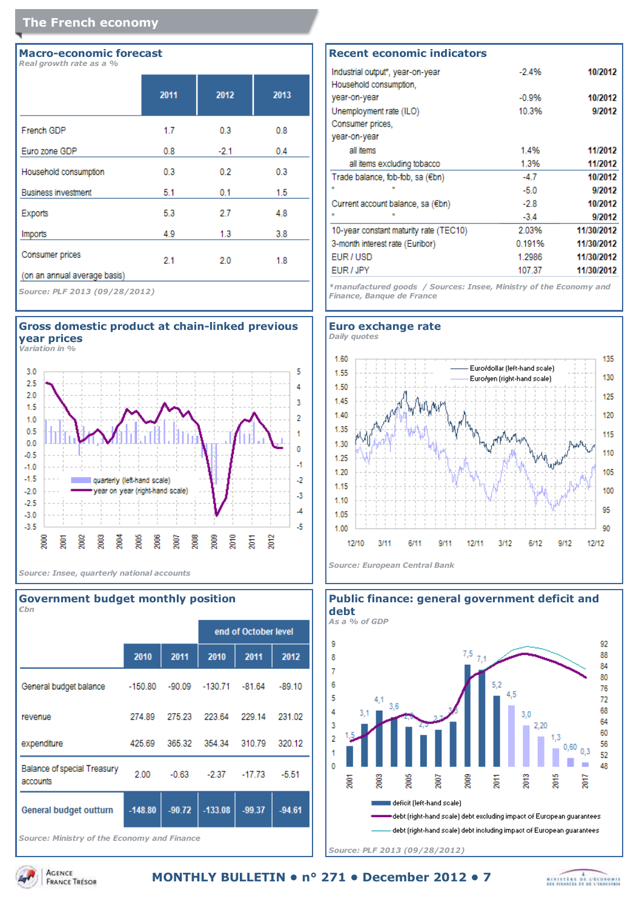# The French economy

## Macro-economic forecast

*Real growth rate as a %*

| | 2011 | 2012 | 2013 |
|---|---|---|---|
| French GDP | 1.7 | 0.3 | 0.8 |
| Euro zone GDP | 0.8 | -2.1 | 0.4 |
| Household consumption | 0.3 | 0.2 | 0.3 |
| Business investment | 5.1 | 0.1 | 1.5 |
| Exports | 5.3 | 2.7 | 4.8 |
| Imports | 4.9 | 1.3 | 3.8 |
| Consumer prices (on an annual average basis) | 2.1 | 2.0 | 1.8 |

*Source: PLF 2013 (09/28/2012)*

## Recent economic indicators

| | | |
|---|---|---|
| Industrial output*, year-on-year | -2.4% | 10/2012 |
| Household consumption, year-on-year | -0.9% | 10/2012 |
| Unemployment rate (ILO) | 10.3% | 9/2012 |
| Consumer prices, year-on-year | | |
| all items | 1.4% | 11/2012 |
| all items excluding tobacco | 1.3% | 11/2012 |
| Trade balance, fob-fob, sa (€bn) | -4.7 | 10/2012 |
| " " | -5.0 | 9/2012 |
| Current account balance, sa (€bn) | -2.8 | 10/2012 |
| " " | -3.4 | 9/2012 |
| 10-year constant maturity rate (TEC10) | 2.03% | 11/30/2012 |
| 3-month interest rate (Euribor) | 0.191% | 11/30/2012 |
| EUR / USD | 1.2986 | 11/30/2012 |
| EUR / JPY | 107.37 | 11/30/2012 |

*\*manufactured goods / Sources: Insee, Ministry of the Economy and Finance, Banque de France*

## Gross domestic product at chain-linked previous year prices

*Variation in %*

- quarterly (left-hand scale)
- year on year (right-hand scale)

*Source: Insee, quarterly national accounts*

## Euro exchange rate

*Daily quotes*

- Euro/dollar (left-hand scale)
- Euro/yen (right-hand scale)

*Source: European Central Bank*

## Government budget monthly position

*€bn*

| | 2010 | 2011 | end of October level 2010 | end of October level 2011 | end of October level 2012 |
|---|---|---|---|---|---|
| General budget balance | -150.80 | -90.09 | -130.71 | -81.64 | -89.10 |
| revenue | 274.89 | 275.23 | 223.64 | 229.14 | 231.02 |
| expenditure | 425.69 | 365.32 | 354.34 | 310.79 | 320.12 |
| Balance of special Treasury accounts | 2.00 | -0.63 | -2.37 | -17.73 | -5.51 |
| **General budget outturn** | **-148.80** | **-90.72** | **-133.08** | **-99.37** | **-94.61** |

*Source: Ministry of the Economy and Finance*

## Public finance: general government deficit and debt

*As a % of GDP*

- deficit (left-hand scale)
- debt (right-hand scale) debt excluding impact of European guarantees
- debt (right-hand scale) debt including impact of European guarantees

*Source: PLF 2013 (09/28/2012)*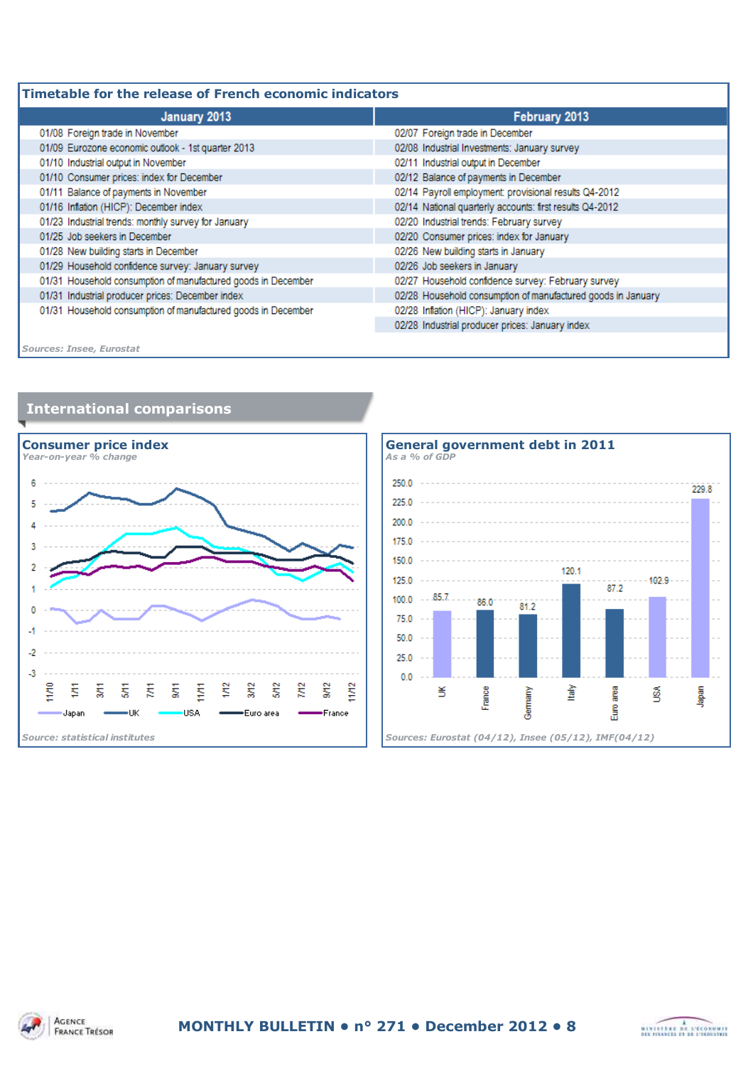## Timetable for the release of French economic indicators

| January 2013 | February 2013 |
|---|---|
| 01/08 Foreign trade in November | 02/07 Foreign trade in December |
| 01/09 Eurozone economic outlook - 1st quarter 2013 | 02/08 Industrial Investments: January survey |
| 01/10 Industrial output in November | 02/11 Industrial output in December |
| 01/10 Consumer prices: index for December | 02/12 Balance of payments in December |
| 01/11 Balance of payments in November | 02/14 Payroll employment: provisional results Q4-2012 |
| 01/16 Inflation (HICP): December index | 02/14 National quarterly accounts: first results Q4-2012 |
| 01/23 Industrial trends: monthly survey for January | 02/20 Industrial trends: February survey |
| 01/25 Job seekers in December | 02/20 Consumer prices: index for January |
| 01/28 New building starts in December | 02/26 New building starts in January |
| 01/29 Household confidence survey: January survey | 02/26 Job seekers in January |
| 01/31 Household consumption of manufactured goods in December | 02/27 Household confidence survey: February survey |
| 01/31 Industrial producer prices: December index | 02/28 Household consumption of manufactured goods in January |
| 01/31 Household consumption of manufactured goods in December | 02/28 Inflation (HICP): January index |
| | 02/28 Industrial producer prices: January index |

*Sources: Insee, Eurostat*

## International comparisons

### Consumer price index

*Year-on-year % change*

Series: Japan, UK, USA, Euro area, France (11/10 to 11/12)

*Source: statistical institutes*

### General government debt in 2011

*As a % of GDP*

| Country | Debt (% of GDP) |
|---|---|
| UK | 85.7 |
| France | 86.0 |
| Germany | 81.2 |
| Italy | 120.1 |
| Euro area | 87.2 |
| USA | 102.9 |
| Japan | 229.8 |

*Sources: Eurostat (04/12), Insee (05/12), IMF(04/12)*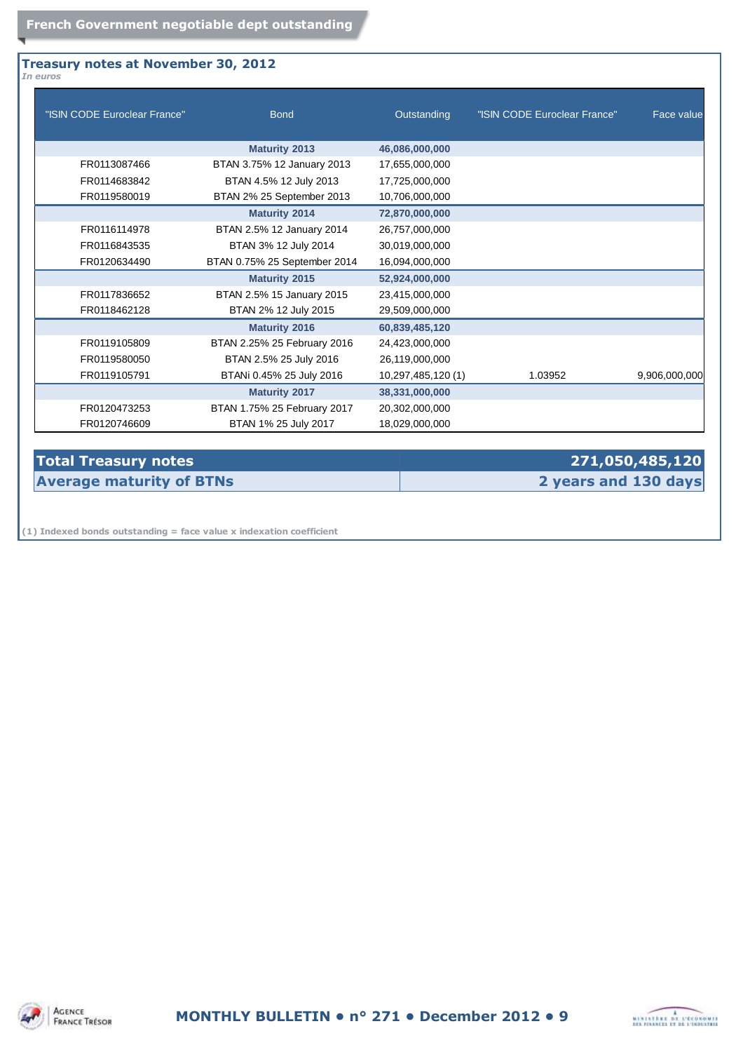## French Government negotiable dept outstanding

### Treasury notes at November 30, 2012

*In euros*

| "ISIN CODE Euroclear France" | Bond | Outstanding | "ISIN CODE Euroclear France" | Face value |
|---|---|---|---|---|
| | **Maturity 2013** | **46,086,000,000** | | |
| FR0113087466 | BTAN 3.75% 12 January 2013 | 17,655,000,000 | | |
| FR0114683842 | BTAN 4.5% 12 July 2013 | 17,725,000,000 | | |
| FR0119580019 | BTAN 2% 25 September 2013 | 10,706,000,000 | | |
| | **Maturity 2014** | **72,870,000,000** | | |
| FR0116114978 | BTAN 2.5% 12 January 2014 | 26,757,000,000 | | |
| FR0116843535 | BTAN 3% 12 July 2014 | 30,019,000,000 | | |
| FR0120634490 | BTAN 0.75% 25 September 2014 | 16,094,000,000 | | |
| | **Maturity 2015** | **52,924,000,000** | | |
| FR0117836652 | BTAN 2.5% 15 January 2015 | 23,415,000,000 | | |
| FR0118462128 | BTAN 2% 12 July 2015 | 29,509,000,000 | | |
| | **Maturity 2016** | **60,839,485,120** | | |
| FR0119105809 | BTAN 2.25% 25 February 2016 | 24,423,000,000 | | |
| FR0119580050 | BTAN 2.5% 25 July 2016 | 26,119,000,000 | | |
| FR0119105791 | BTANi 0.45% 25 July 2016 | 10,297,485,120 (1) | 1.03952 | 9,906,000,000 |
| | **Maturity 2017** | **38,331,000,000** | | |
| FR0120473253 | BTAN 1.75% 25 February 2017 | 20,302,000,000 | | |
| FR0120746609 | BTAN 1% 25 July 2017 | 18,029,000,000 | | |

| | |
|---|---|
| **Total Treasury notes** | **271,050,485,120** |
| **Average maturity of BTNs** | **2 years and 130 days** |

(1) Indexed bonds outstanding = face value x indexation coefficient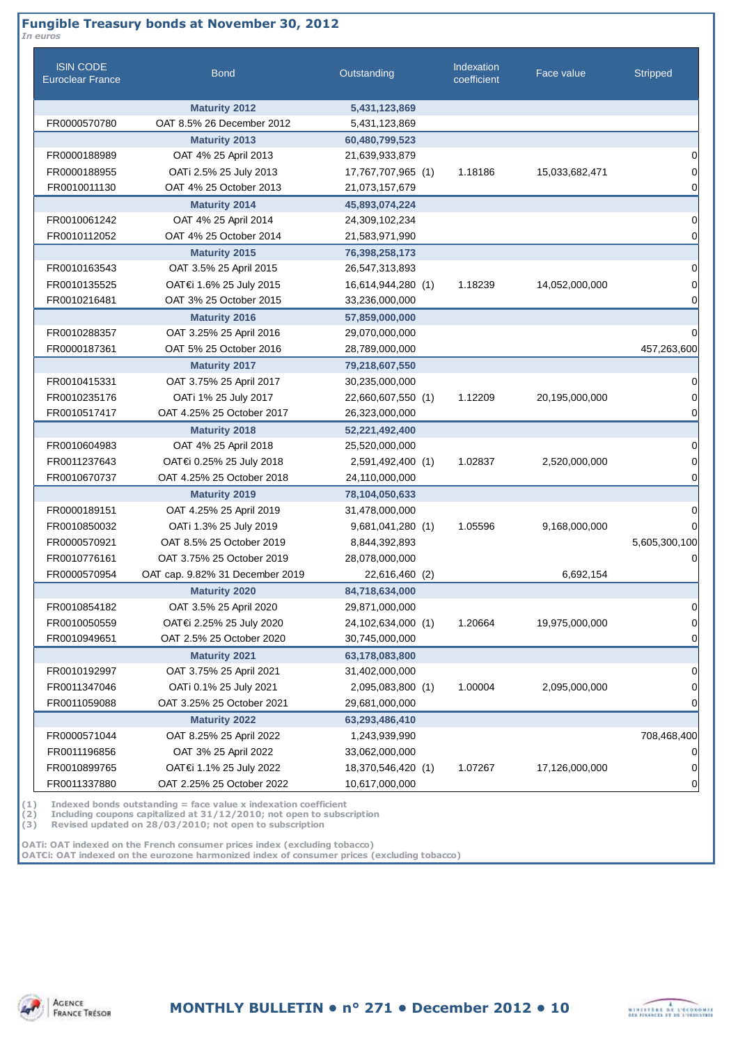## Fungible Treasury bonds at November 30, 2012

*In euros*

| ISIN CODE Euroclear France | Bond | Outstanding | Indexation coefficient | Face value | Stripped |
|---|---|---|---|---|---|
| | **Maturity 2012** | **5,431,123,869** | | | |
| FR0000570780 | OAT 8.5% 26 December 2012 | 5,431,123,869 | | | |
| | **Maturity 2013** | **60,480,799,523** | | | |
| FR0000188989 | OAT 4% 25 April 2013 | 21,639,933,879 | | | 0 |
| FR0000188955 | OATi 2.5% 25 July 2013 | 17,767,707,965 (1) | 1.18186 | 15,033,682,471 | 0 |
| FR0010011130 | OAT 4% 25 October 2013 | 21,073,157,679 | | | 0 |
| | **Maturity 2014** | **45,893,074,224** | | | |
| FR0010061242 | OAT 4% 25 April 2014 | 24,309,102,234 | | | 0 |
| FR0010112052 | OAT 4% 25 October 2014 | 21,583,971,990 | | | 0 |
| | **Maturity 2015** | **76,398,258,173** | | | |
| FR0010163543 | OAT 3.5% 25 April 2015 | 26,547,313,893 | | | 0 |
| FR0010135525 | OAT€i 1.6% 25 July 2015 | 16,614,944,280 (1) | 1.18239 | 14,052,000,000 | 0 |
| FR0010216481 | OAT 3% 25 October 2015 | 33,236,000,000 | | | 0 |
| | **Maturity 2016** | **57,859,000,000** | | | |
| FR0010288357 | OAT 3.25% 25 April 2016 | 29,070,000,000 | | | 0 |
| FR0000187361 | OAT 5% 25 October 2016 | 28,789,000,000 | | | 457,263,600 |
| | **Maturity 2017** | **79,218,607,550** | | | |
| FR0010415331 | OAT 3.75% 25 April 2017 | 30,235,000,000 | | | 0 |
| FR0010235176 | OATi 1% 25 July 2017 | 22,660,607,550 (1) | 1.12209 | 20,195,000,000 | 0 |
| FR0010517417 | OAT 4.25% 25 October 2017 | 26,323,000,000 | | | 0 |
| | **Maturity 2018** | **52,221,492,400** | | | |
| FR0010604983 | OAT 4% 25 April 2018 | 25,520,000,000 | | | 0 |
| FR0011237643 | OAT€i 0.25% 25 July 2018 | 2,591,492,400 (1) | 1.02837 | 2,520,000,000 | 0 |
| FR0010670737 | OAT 4.25% 25 October 2018 | 24,110,000,000 | | | 0 |
| | **Maturity 2019** | **78,104,050,633** | | | |
| FR0000189151 | OAT 4.25% 25 April 2019 | 31,478,000,000 | | | 0 |
| FR0010850032 | OATi 1.3% 25 July 2019 | 9,681,041,280 (1) | 1.05596 | 9,168,000,000 | 0 |
| FR0000570921 | OAT 8.5% 25 October 2019 | 8,844,392,893 | | | 5,605,300,100 |
| FR0010776161 | OAT 3.75% 25 October 2019 | 28,078,000,000 | | | 0 |
| FR0000570954 | OAT cap. 9.82% 31 December 2019 | 22,616,460 (2) | | 6,692,154 | |
| | **Maturity 2020** | **84,718,634,000** | | | |
| FR0010854182 | OAT 3.5% 25 April 2020 | 29,871,000,000 | | | 0 |
| FR0010050559 | OAT€i 2.25% 25 July 2020 | 24,102,634,000 (1) | 1.20664 | 19,975,000,000 | 0 |
| FR0010949651 | OAT 2.5% 25 October 2020 | 30,745,000,000 | | | 0 |
| | **Maturity 2021** | **63,178,083,800** | | | |
| FR0010192997 | OAT 3.75% 25 April 2021 | 31,402,000,000 | | | 0 |
| FR0011347046 | OATi 0.1% 25 July 2021 | 2,095,083,800 (1) | 1.00004 | 2,095,000,000 | 0 |
| FR0011059088 | OAT 3.25% 25 October 2021 | 29,681,000,000 | | | 0 |
| | **Maturity 2022** | **63,293,486,410** | | | |
| FR0000571044 | OAT 8.25% 25 April 2022 | 1,243,939,990 | | | 708,468,400 |
| FR0011196856 | OAT 3% 25 April 2022 | 33,062,000,000 | | | 0 |
| FR0010899765 | OAT€i 1.1% 25 July 2022 | 18,370,546,420 (1) | 1.07267 | 17,126,000,000 | 0 |
| FR0011337880 | OAT 2.25% 25 October 2022 | 10,617,000,000 | | | 0 |

(1) Indexed bonds outstanding = face value x indexation coefficient
(2) Including coupons capitalized at 31/12/2010; not open to subscription
(3) Revised updated on 28/03/2010; not open to subscription

OATi: OAT indexed on the French consumer prices index (excluding tobacco)
OAT€i: OAT indexed on the eurozone harmonized index of consumer prices (excluding tobacco)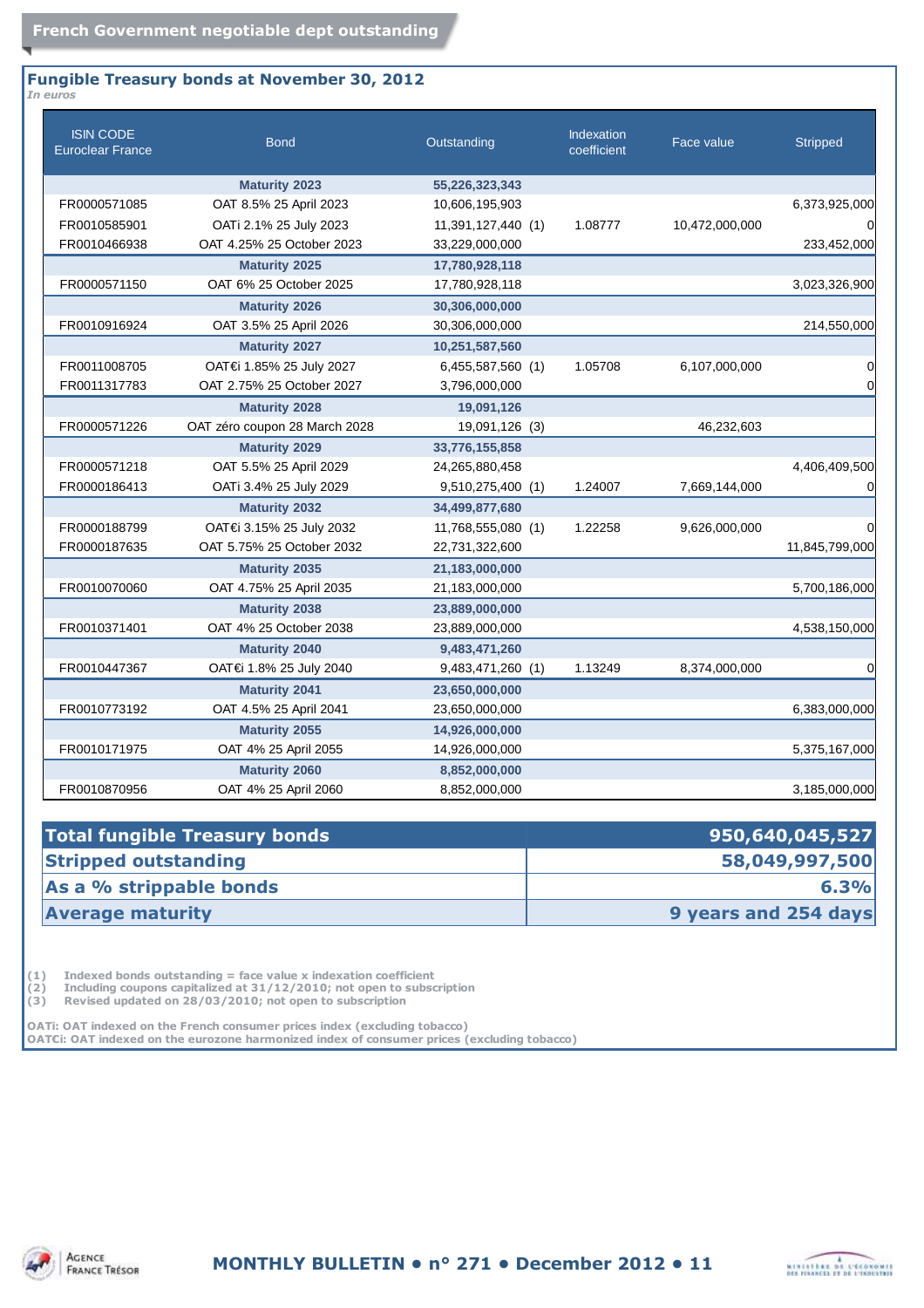## French Government negotiable dept outstanding

### Fungible Treasury bonds at November 30, 2012

*In euros*

| ISIN CODE Euroclear France | Bond | Outstanding | Indexation coefficient | Face value | Stripped |
|---|---|---|---|---|---|
| | **Maturity 2023** | **55,226,323,343** | | | |
| FR0000571085 | OAT 8.5% 25 April 2023 | 10,606,195,903 | | | 6,373,925,000 |
| FR0010585901 | OATi 2.1% 25 July 2023 | 11,391,127,440 (1) | 1.08777 | 10,472,000,000 | 0 |
| FR0010466938 | OAT 4.25% 25 October 2023 | 33,229,000,000 | | | 233,452,000 |
| | **Maturity 2025** | **17,780,928,118** | | | |
| FR0000571150 | OAT 6% 25 October 2025 | 17,780,928,118 | | | 3,023,326,900 |
| | **Maturity 2026** | **30,306,000,000** | | | |
| FR0010916924 | OAT 3.5% 25 April 2026 | 30,306,000,000 | | | 214,550,000 |
| | **Maturity 2027** | **10,251,587,560** | | | |
| FR0011008705 | OAT€i 1.85% 25 July 2027 | 6,455,587,560 (1) | 1.05708 | 6,107,000,000 | 0 |
| FR0011317783 | OAT 2.75% 25 October 2027 | 3,796,000,000 | | | 0 |
| | **Maturity 2028** | **19,091,126** | | | |
| FR0000571226 | OAT zéro coupon 28 March 2028 | 19,091,126 (3) | | 46,232,603 | |
| | **Maturity 2029** | **33,776,155,858** | | | |
| FR0000571218 | OAT 5.5% 25 April 2029 | 24,265,880,458 | | | 4,406,409,500 |
| FR0000186413 | OATi 3.4% 25 July 2029 | 9,510,275,400 (1) | 1.24007 | 7,669,144,000 | 0 |
| | **Maturity 2032** | **34,499,877,680** | | | |
| FR0000188799 | OAT€i 3.15% 25 July 2032 | 11,768,555,080 (1) | 1.22258 | 9,626,000,000 | 0 |
| FR0000187635 | OAT 5.75% 25 October 2032 | 22,731,322,600 | | | 11,845,799,000 |
| | **Maturity 2035** | **21,183,000,000** | | | |
| FR0010070060 | OAT 4.75% 25 April 2035 | 21,183,000,000 | | | 5,700,186,000 |
| | **Maturity 2038** | **23,889,000,000** | | | |
| FR0010371401 | OAT 4% 25 October 2038 | 23,889,000,000 | | | 4,538,150,000 |
| | **Maturity 2040** | **9,483,471,260** | | | |
| FR0010447367 | OAT€i 1.8% 25 July 2040 | 9,483,471,260 (1) | 1.13249 | 8,374,000,000 | 0 |
| | **Maturity 2041** | **23,650,000,000** | | | |
| FR0010773192 | OAT 4.5% 25 April 2041 | 23,650,000,000 | | | 6,383,000,000 |
| | **Maturity 2055** | **14,926,000,000** | | | |
| FR0010171975 | OAT 4% 25 April 2055 | 14,926,000,000 | | | 5,375,167,000 |
| | **Maturity 2060** | **8,852,000,000** | | | |
| FR0010870956 | OAT 4% 25 April 2060 | 8,852,000,000 | | | 3,185,000,000 |

| | |
|---|---|
| **Total fungible Treasury bonds** | **950,640,045,527** |
| **Stripped outstanding** | **58,049,997,500** |
| **As a % strippable bonds** | **6.3%** |
| **Average maturity** | **9 years and 254 days** |

(1) Indexed bonds outstanding = face value x indexation coefficient
(2) Including coupons capitalized at 31/12/2010; not open to subscription
(3) Revised updated on 28/03/2010; not open to subscription

OATi: OAT indexed on the French consumer prices index (excluding tobacco)
OAT€i: OAT indexed on the eurozone harmonized index of consumer prices (excluding tobacco)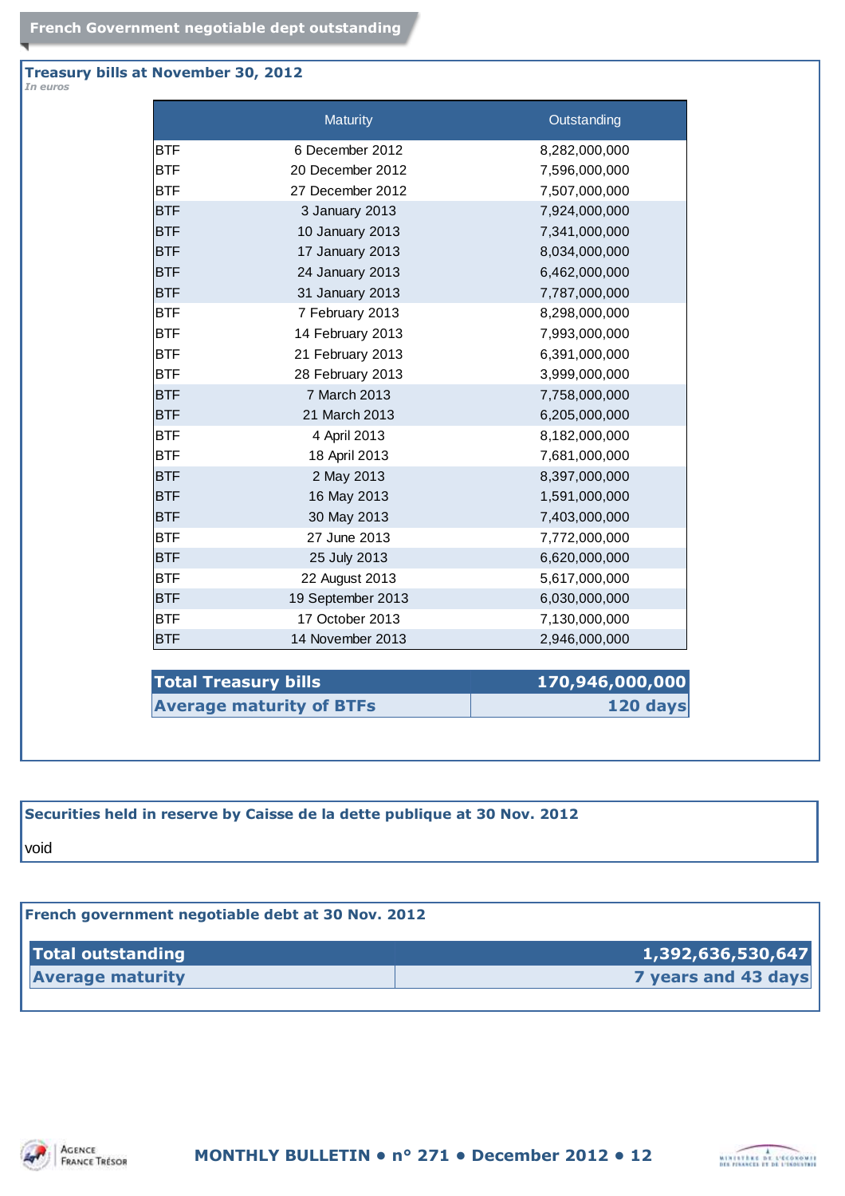## French Government negotiable dept outstanding

### Treasury bills at November 30, 2012

*In euros*

| | Maturity | Outstanding |
|---|---|---|
| BTF | 6 December 2012 | 8,282,000,000 |
| BTF | 20 December 2012 | 7,596,000,000 |
| BTF | 27 December 2012 | 7,507,000,000 |
| BTF | 3 January 2013 | 7,924,000,000 |
| BTF | 10 January 2013 | 7,341,000,000 |
| BTF | 17 January 2013 | 8,034,000,000 |
| BTF | 24 January 2013 | 6,462,000,000 |
| BTF | 31 January 2013 | 7,787,000,000 |
| BTF | 7 February 2013 | 8,298,000,000 |
| BTF | 14 February 2013 | 7,993,000,000 |
| BTF | 21 February 2013 | 6,391,000,000 |
| BTF | 28 February 2013 | 3,999,000,000 |
| BTF | 7 March 2013 | 7,758,000,000 |
| BTF | 21 March 2013 | 6,205,000,000 |
| BTF | 4 April 2013 | 8,182,000,000 |
| BTF | 18 April 2013 | 7,681,000,000 |
| BTF | 2 May 2013 | 8,397,000,000 |
| BTF | 16 May 2013 | 1,591,000,000 |
| BTF | 30 May 2013 | 7,403,000,000 |
| BTF | 27 June 2013 | 7,772,000,000 |
| BTF | 25 July 2013 | 6,620,000,000 |
| BTF | 22 August 2013 | 5,617,000,000 |
| BTF | 19 September 2013 | 6,030,000,000 |
| BTF | 17 October 2013 | 7,130,000,000 |
| BTF | 14 November 2013 | 2,946,000,000 |

| | |
|---|---|
| **Total Treasury bills** | **170,946,000,000** |
| **Average maturity of BTFs** | **120 days** |

### Securities held in reserve by Caisse de la dette publique at 30 Nov. 2012

void

### French government negotiable debt at 30 Nov. 2012

| | |
|---|---|
| **Total outstanding** | **1,392,636,530,647** |
| **Average maturity** | **7 years and 43 days** |